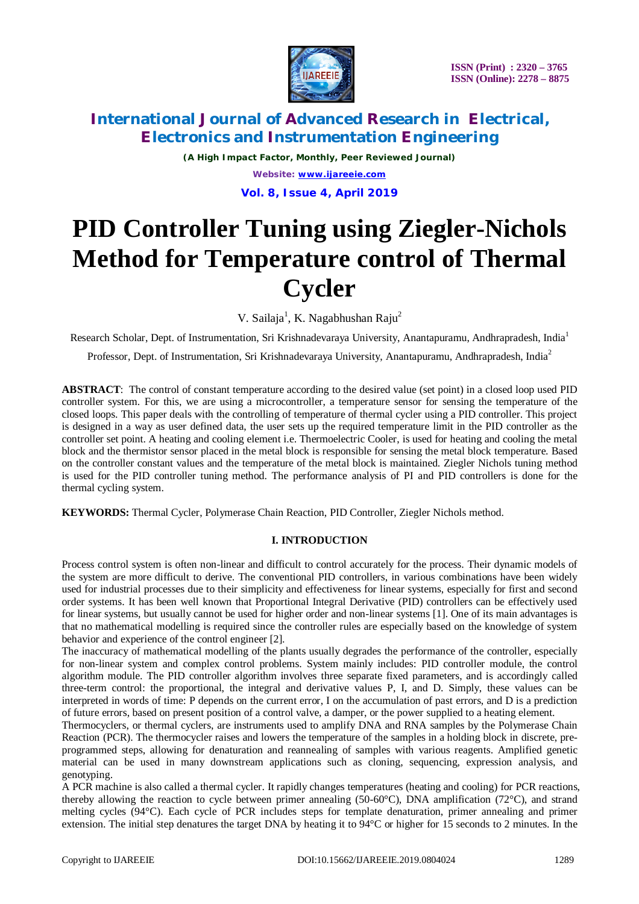# PID Controller Tuning using Ziegler-Nichols Method for Temperature control of Thermal Cycler

V. Sailaja[1], K. Nagabhushan Raju[2]

Research Scholar, Dept. of Instrumentation, Sri Krishnadevaraya University, Anantapuramu, Andhrapradesh, India[1]

Professor, Dept. of Instrumentation, Sri Krishnadevaraya University, Anantapuramu, Andhrapradesh, India[2]

**ABSTRACT**: The control of constant temperature according to the desired value (set point) in a closed loop used PID controller system. For this, we are using a microcontroller, a temperature sensor for sensing the temperature of the closed loops. This paper deals with the controlling of temperature of thermal cycler using a PID controller. This project is designed in a way as user defined data, the user sets up the required temperature limit in the PID controller as the controller set point. A heating and cooling element i.e. Thermoelectric Cooler, is used for heating and cooling the metal block and the thermistor sensor placed in the metal block is responsible for sensing the metal block temperature. Based on the controller constant values and the temperature of the metal block is maintained. Ziegler Nichols tuning method is used for the PID controller tuning method. The performance analysis of PI and PID controllers is done for the thermal cycling system.

**KEYWORDS:** Thermal Cycler, Polymerase Chain Reaction, PID Controller, Ziegler Nichols method.

## I. INTRODUCTION

Process control system is often non-linear and difficult to control accurately for the process. Their dynamic models of the system are more difficult to derive. The conventional PID controllers, in various combinations have been widely used for industrial processes due to their simplicity and effectiveness for linear systems, especially for first and second order systems. It has been well known that Proportional Integral Derivative (PID) controllers can be effectively used for linear systems, but usually cannot be used for higher order and non-linear systems [1]. One of its main advantages is that no mathematical modelling is required since the controller rules are especially based on the knowledge of system behavior and experience of the control engineer [2].

The inaccuracy of mathematical modelling of the plants usually degrades the performance of the controller, especially for non-linear system and complex control problems. System mainly includes: PID controller module, the control algorithm module. The PID controller algorithm involves three separate fixed parameters, and is accordingly called three-term control: the proportional, the integral and derivative values P, I, and D. Simply, these values can be interpreted in words of time: P depends on the current error, I on the accumulation of past errors, and D is a prediction of future errors, based on present position of a control valve, a damper, or the power supplied to a heating element.

Thermocyclers, or thermal cyclers, are instruments used to amplify DNA and RNA samples by the Polymerase Chain Reaction (PCR). The thermocycler raises and lowers the temperature of the samples in a holding block in discrete, pre-programmed steps, allowing for denaturation and reannealing of samples with various reagents. Amplified genetic material can be used in many downstream applications such as cloning, sequencing, expression analysis, and genotyping.

A PCR machine is also called a thermal cycler. It rapidly changes temperatures (heating and cooling) for PCR reactions, thereby allowing the reaction to cycle between primer annealing (50-60°C), DNA amplification (72°C), and strand melting cycles (94°C). Each cycle of PCR includes steps for template denaturation, primer annealing and primer extension. The initial step denatures the target DNA by heating it to 94°C or higher for 15 seconds to 2 minutes. In the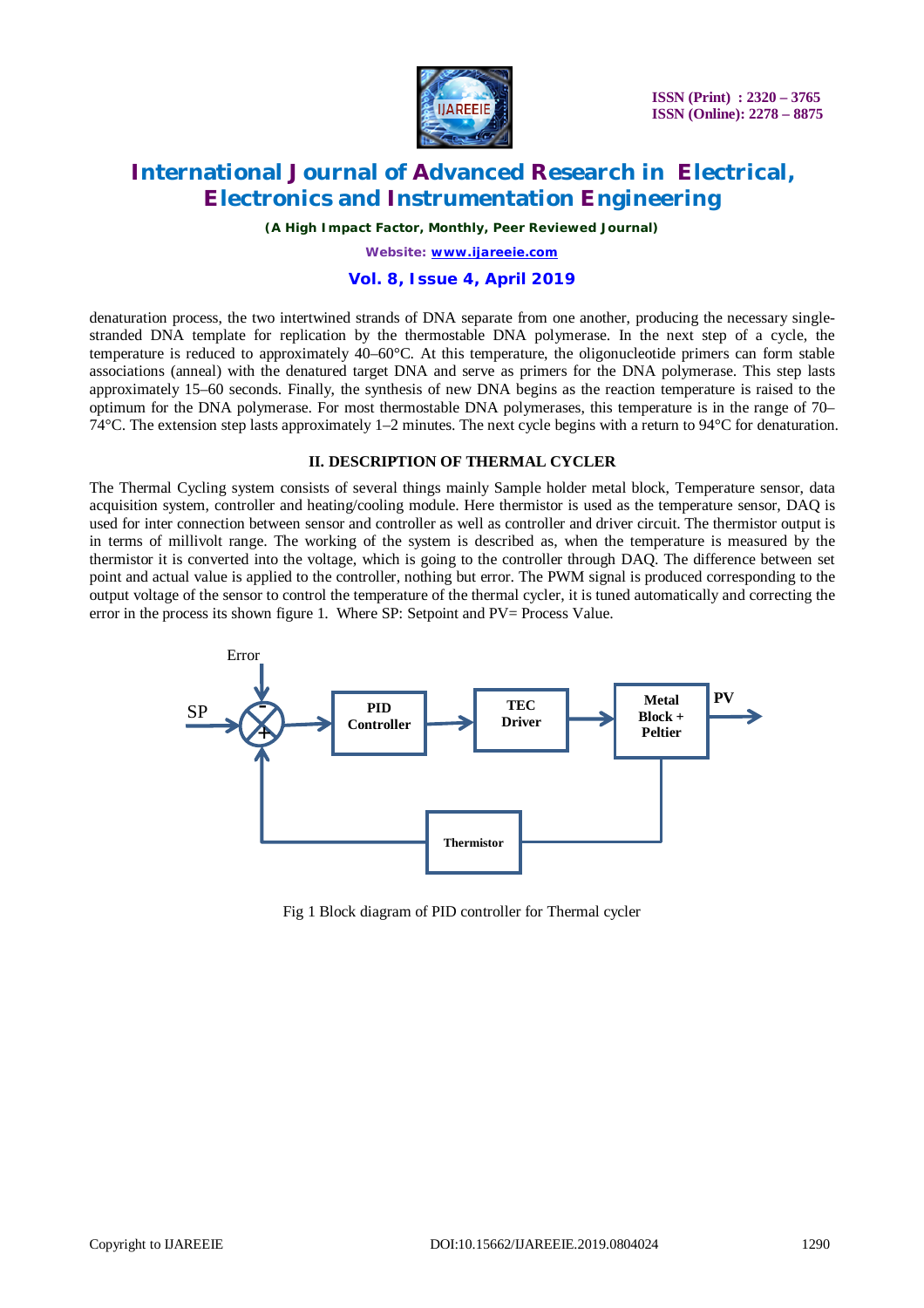denaturation process, the two intertwined strands of DNA separate from one another, producing the necessary single-stranded DNA template for replication by the thermostable DNA polymerase. In the next step of a cycle, the temperature is reduced to approximately 40–60°C. At this temperature, the oligonucleotide primers can form stable associations (anneal) with the denatured target DNA and serve as primers for the DNA polymerase. This step lasts approximately 15–60 seconds. Finally, the synthesis of new DNA begins as the reaction temperature is raised to the optimum for the DNA polymerase. For most thermostable DNA polymerases, this temperature is in the range of 70–74°C. The extension step lasts approximately 1–2 minutes. The next cycle begins with a return to 94°C for denaturation.

## II. DESCRIPTION OF THERMAL CYCLER

The Thermal Cycling system consists of several things mainly Sample holder metal block, Temperature sensor, data acquisition system, controller and heating/cooling module. Here thermistor is used as the temperature sensor, DAQ is used for inter connection between sensor and controller as well as controller and driver circuit. The thermistor output is in terms of millivolt range. The working of the system is described as, when the temperature is measured by the thermistor it is converted into the voltage, which is going to the controller through DAQ. The difference between set point and actual value is applied to the controller, nothing but error. The PWM signal is produced corresponding to the output voltage of the sensor to control the temperature of the thermal cycler, it is tuned automatically and correcting the error in the process its shown figure 1. Where SP: Setpoint and PV= Process Value.

Fig 1 Block diagram of PID controller for Thermal cycler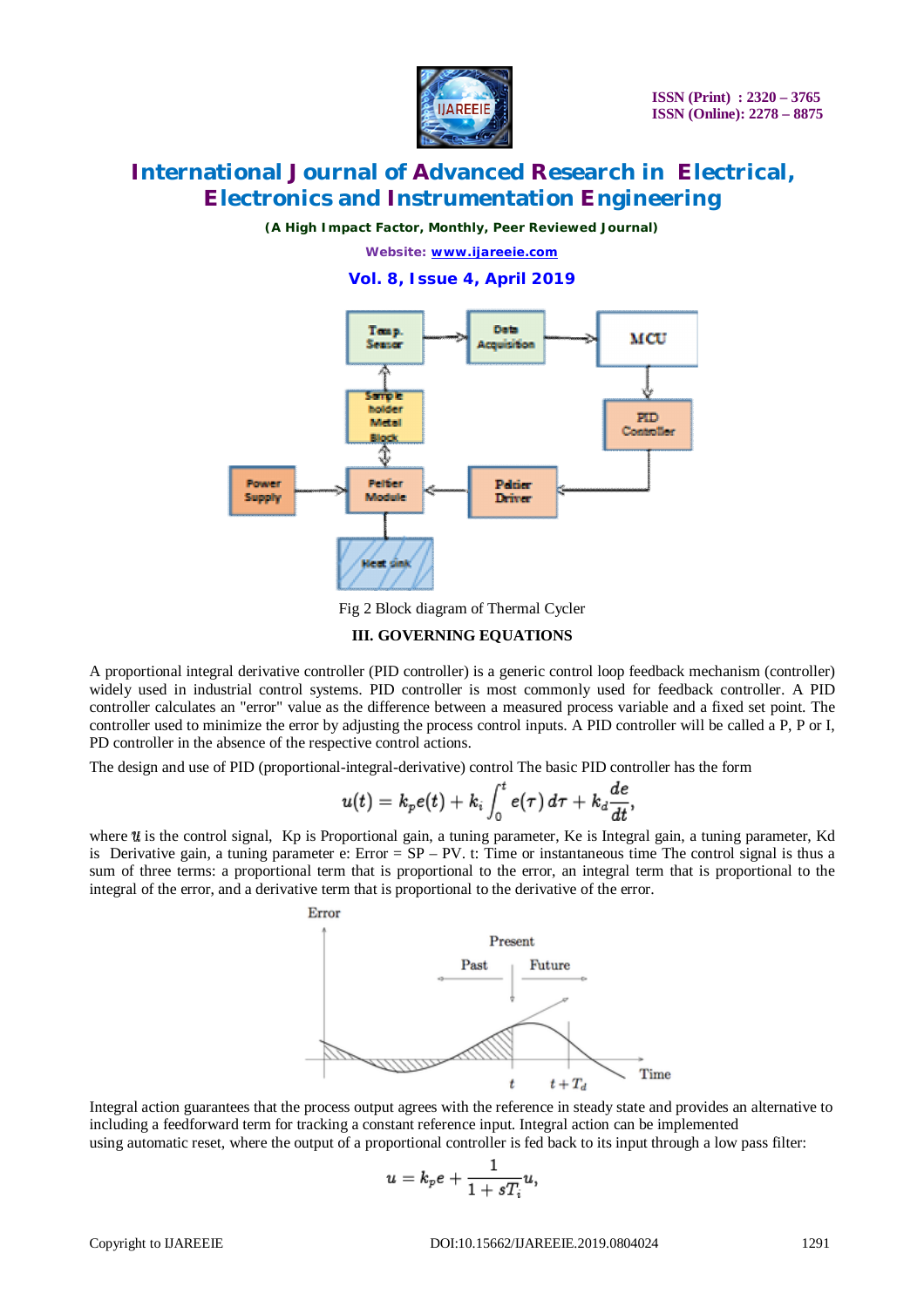Fig 2 Block diagram of Thermal Cycler

## III. GOVERNING EQUATIONS

A proportional integral derivative controller (PID controller) is a generic control loop feedback mechanism (controller) widely used in industrial control systems. PID controller is most commonly used for feedback controller. A PID controller calculates an "error" value as the difference between a measured process variable and a fixed set point. The controller used to minimize the error by adjusting the process control inputs. A PID controller will be called a P, P or I, PD controller in the absence of the respective control actions.

The design and use of PID (proportional-integral-derivative) control The basic PID controller has the form

$$u(t) = k_p e(t) + k_i \int_0^t e(\tau)\, d\tau + k_d \frac{de}{dt},$$

where $u$ is the control signal, Kp is Proportional gain, a tuning parameter, Ke is Integral gain, a tuning parameter, Kd is Derivative gain, a tuning parameter e: Error = SP – PV. t: Time or instantaneous time The control signal is thus a sum of three terms: a proportional term that is proportional to the error, an integral term that is proportional to the integral of the error, and a derivative term that is proportional to the derivative of the error.

Integral action guarantees that the process output agrees with the reference in steady state and provides an alternative to including a feedforward term for tracking a constant reference input. Integral action can be implemented using automatic reset, where the output of a proportional controller is fed back to its input through a low pass filter:

$$u = k_p e + \frac{1}{1 + sT_i} u,$$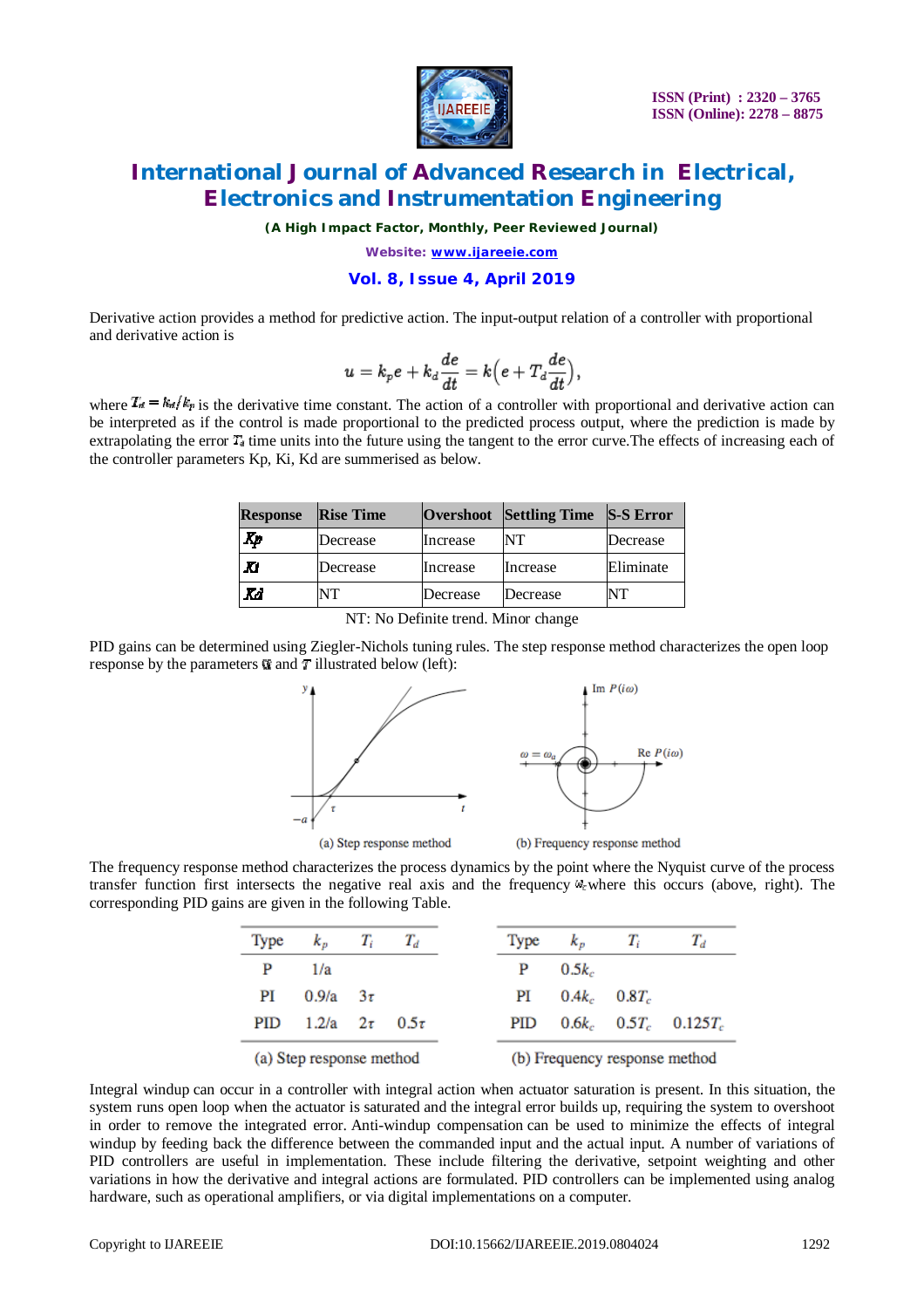Derivative action provides a method for predictive action. The input-output relation of a controller with proportional and derivative action is

$$u = k_p e + k_d \frac{de}{dt} = k\left(e + T_d \frac{de}{dt}\right),$$

where $T_d = k_d/k_p$ is the derivative time constant. The action of a controller with proportional and derivative action can be interpreted as if the control is made proportional to the predicted process output, where the prediction is made by extrapolating the error $T_d$ time units into the future using the tangent to the error curve.The effects of increasing each of the controller parameters Kp, Ki, Kd are summerised as below.

| Response | Rise Time | Overshoot | Settling Time | S-S Error |
|---|---|---|---|---|
| *Kp* | Decrease | Increase | NT | Decrease |
| *Ki* | Decrease | Increase | Increase | Eliminate |
| *Kd* | NT | Decrease | Decrease | NT |

NT: No Definite trend. Minor change

PID gains can be determined using Ziegler-Nichols tuning rules. The step response method characterizes the open loop response by the parameters $a$ and $\tau$ illustrated below (left):

(a) Step response method

(b) Frequency response method

The frequency response method characterizes the process dynamics by the point where the Nyquist curve of the process transfer function first intersects the negative real axis and the frequency $\omega_c$ where this occurs (above, right). The corresponding PID gains are given in the following Table.

| Type | $k_p$ | $T_i$ | $T_d$ |
|---|---|---|---|
| P | 1/a | | |
| PI | 0.9/a | $3\tau$ | |
| PID | 1.2/a | $2\tau$ | $0.5\tau$ |

(a) Step response method

| Type | $k_p$ | $T_i$ | $T_d$ |
|---|---|---|---|
| P | $0.5k_c$ | | |
| PI | $0.4k_c$ | $0.8T_c$ | |
| PID | $0.6k_c$ | $0.5T_c$ | $0.125T_c$ |

(b) Frequency response method

Integral windup can occur in a controller with integral action when actuator saturation is present. In this situation, the system runs open loop when the actuator is saturated and the integral error builds up, requiring the system to overshoot in order to remove the integrated error. Anti-windup compensation can be used to minimize the effects of integral windup by feeding back the difference between the commanded input and the actual input. A number of variations of PID controllers are useful in implementation. These include filtering the derivative, setpoint weighting and other variations in how the derivative and integral actions are formulated. PID controllers can be implemented using analog hardware, such as operational amplifiers, or via digital implementations on a computer.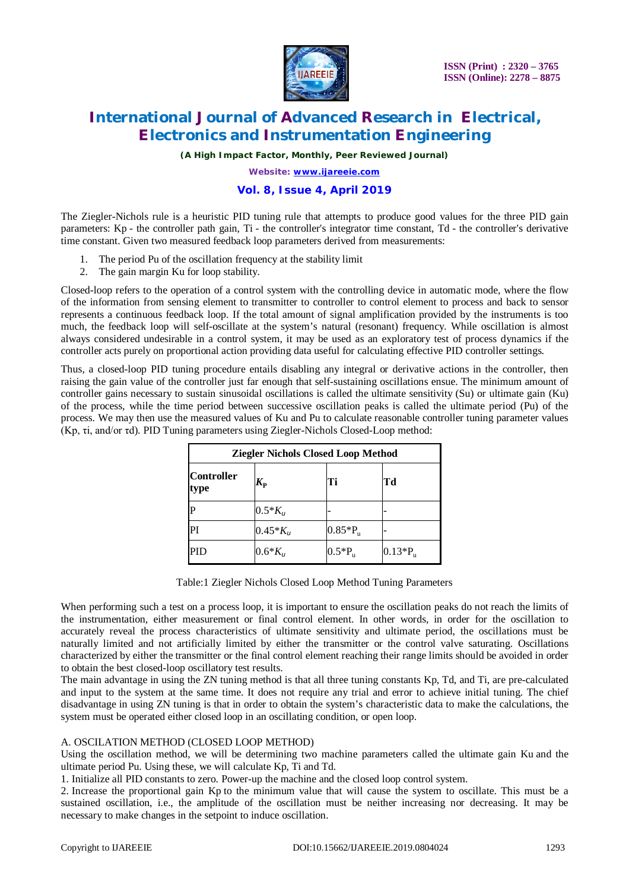The Ziegler-Nichols rule is a heuristic PID tuning rule that attempts to produce good values for the three PID gain parameters: Kp - the controller path gain, Ti - the controller's integrator time constant, Td - the controller's derivative time constant. Given two measured feedback loop parameters derived from measurements:

1. The period Pu of the oscillation frequency at the stability limit
2. The gain margin Ku for loop stability.

Closed-loop refers to the operation of a control system with the controlling device in automatic mode, where the flow of the information from sensing element to transmitter to controller to control element to process and back to sensor represents a continuous feedback loop. If the total amount of signal amplification provided by the instruments is too much, the feedback loop will self-oscillate at the system's natural (resonant) frequency. While oscillation is almost always considered undesirable in a control system, it may be used as an exploratory test of process dynamics if the controller acts purely on proportional action providing data useful for calculating effective PID controller settings.

Thus, a closed-loop PID tuning procedure entails disabling any integral or derivative actions in the controller, then raising the gain value of the controller just far enough that self-sustaining oscillations ensue. The minimum amount of controller gains necessary to sustain sinusoidal oscillations is called the ultimate sensitivity (Su) or ultimate gain (Ku) of the process, while the time period between successive oscillation peaks is called the ultimate period (Pu) of the process. We may then use the measured values of Ku and Pu to calculate reasonable controller tuning parameter values (Kp, τi, and/or τd). PID Tuning parameters using Ziegler-Nichols Closed-Loop method:

| Ziegler Nichols Closed Loop Method | | | |
|---|---|---|---|
| **Controller type** | $K_P$ | **Ti** | **Td** |
| P | $0.5*K_u$ | - | - |
| PI | $0.45*K_u$ | $0.85*P_u$ | - |
| PID | $0.6*K_u$ | $0.5*P_u$ | $0.13*P_u$ |

Table:1 Ziegler Nichols Closed Loop Method Tuning Parameters

When performing such a test on a process loop, it is important to ensure the oscillation peaks do not reach the limits of the instrumentation, either measurement or final control element. In other words, in order for the oscillation to accurately reveal the process characteristics of ultimate sensitivity and ultimate period, the oscillations must be naturally limited and not artificially limited by either the transmitter or the control valve saturating. Oscillations characterized by either the transmitter or the final control element reaching their range limits should be avoided in order to obtain the best closed-loop oscillatory test results.

The main advantage in using the ZN tuning method is that all three tuning constants Kp, Td, and Ti, are pre-calculated and input to the system at the same time. It does not require any trial and error to achieve initial tuning. The chief disadvantage in using ZN tuning is that in order to obtain the system's characteristic data to make the calculations, the system must be operated either closed loop in an oscillating condition, or open loop.

A. OSCILATION METHOD (CLOSED LOOP METHOD)

Using the oscillation method, we will be determining two machine parameters called the ultimate gain Ku and the ultimate period Pu. Using these, we will calculate Kp, Ti and Td.

1. Initialize all PID constants to zero. Power-up the machine and the closed loop control system.

2. Increase the proportional gain Kp to the minimum value that will cause the system to oscillate. This must be a sustained oscillation, i.e., the amplitude of the oscillation must be neither increasing nor decreasing. It may be necessary to make changes in the setpoint to induce oscillation.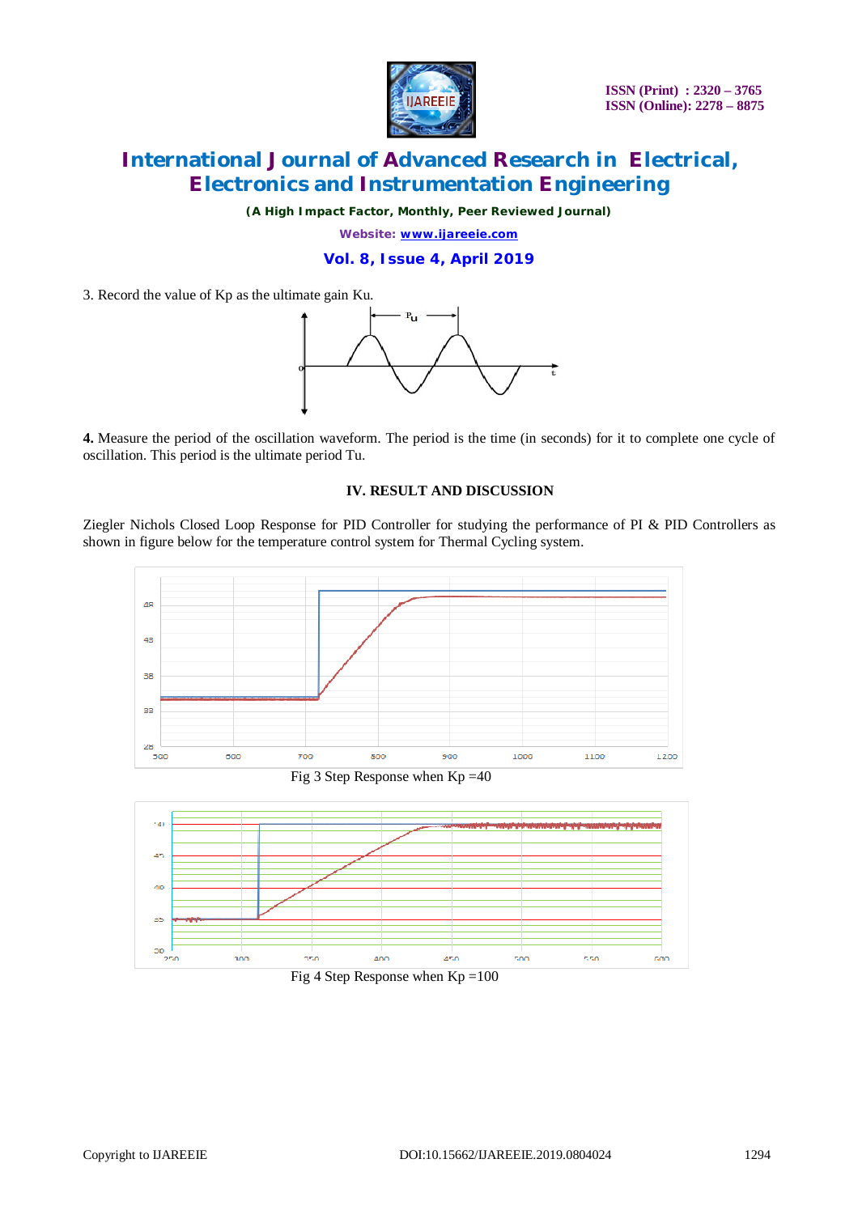3. Record the value of Kp as the ultimate gain Ku.

**4.** Measure the period of the oscillation waveform. The period is the time (in seconds) for it to complete one cycle of oscillation. This period is the ultimate period Tu.

## IV. RESULT AND DISCUSSION

Ziegler Nichols Closed Loop Response for PID Controller for studying the performance of PI & PID Controllers as shown in figure below for the temperature control system for Thermal Cycling system.

Fig 3 Step Response when Kp =40

Fig 4 Step Response when Kp =100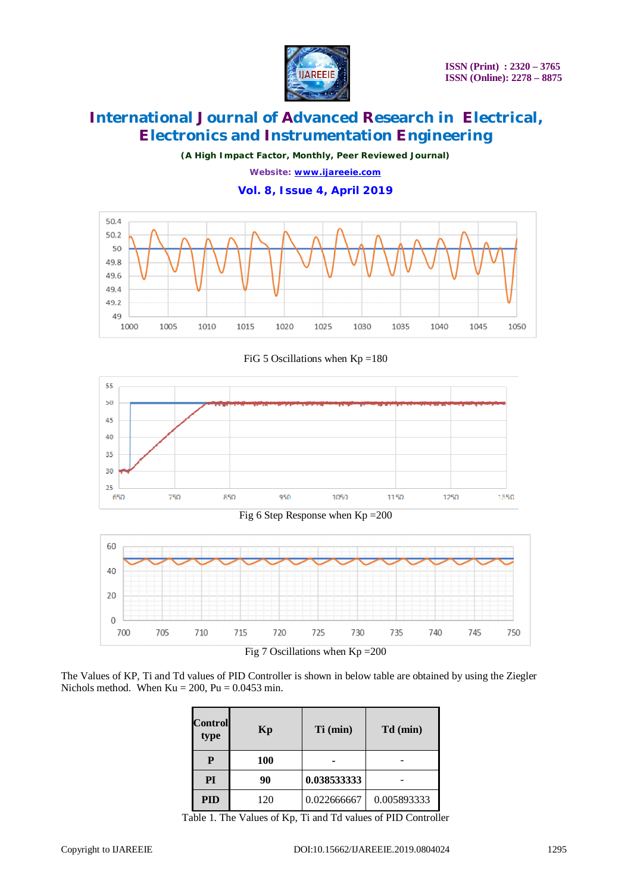FiG 5 Oscillations when Kp =180

Fig 6 Step Response when Kp =200

Fig 7 Oscillations when Kp =200

The Values of KP, Ti and Td values of PID Controller is shown in below table are obtained by using the Ziegler Nichols method. When Ku = 200, Pu = 0.0453 min.

| Control type | Kp | Ti (min) | Td (min) |
|---|---|---|---|
| **P** | **100** | **-** | - |
| **PI** | **90** | **0.038533333** | - |
| **PID** | 120 | 0.022666667 | 0.005893333 |

Table 1. The Values of Kp, Ti and Td values of PID Controller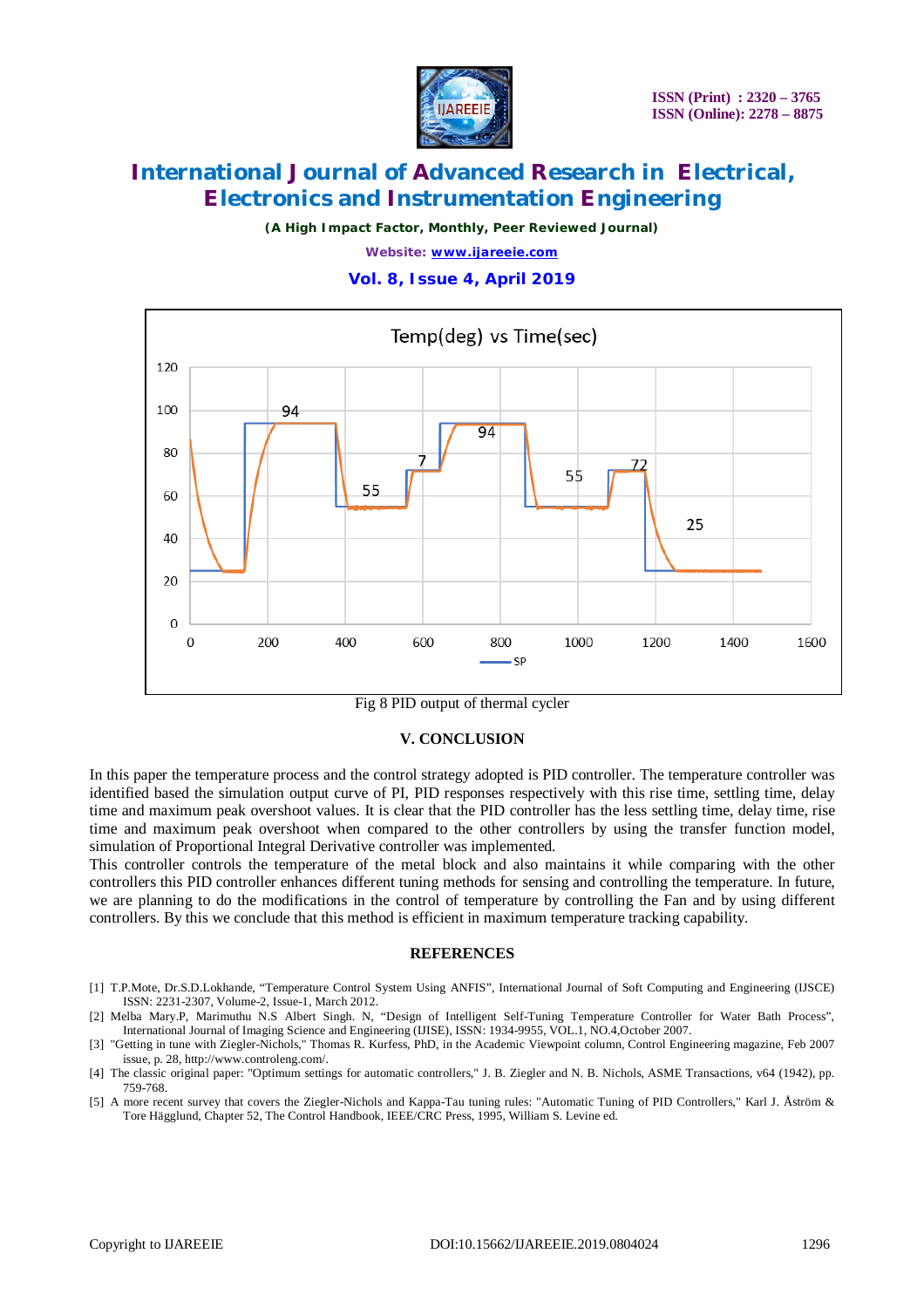Temp(deg) vs Time(sec)

120
100
80
60
40
20
0

0 200 400 600 800 1000 1200 1400 1600

94
55
7
94
55
72
25

SP

Fig 8 PID output of thermal cycler

## V. CONCLUSION

In this paper the temperature process and the control strategy adopted is PID controller. The temperature controller was identified based the simulation output curve of PI, PID responses respectively with this rise time, settling time, delay time and maximum peak overshoot values. It is clear that the PID controller has the less settling time, delay time, rise time and maximum peak overshoot when compared to the other controllers by using the transfer function model, simulation of Proportional Integral Derivative controller was implemented.

This controller controls the temperature of the metal block and also maintains it while comparing with the other controllers this PID controller enhances different tuning methods for sensing and controlling the temperature. In future, we are planning to do the modifications in the control of temperature by controlling the Fan and by using different controllers. By this we conclude that this method is efficient in maximum temperature tracking capability.

## REFERENCES

[1] T.P.Mote, Dr.S.D.Lokhande, "Temperature Control System Using ANFIS", International Journal of Soft Computing and Engineering (IJSCE) ISSN: 2231-2307, Volume-2, Issue-1, March 2012.

[2] Melba Mary.P, Marimuthu N.S Albert Singh. N, "Design of Intelligent Self-Tuning Temperature Controller for Water Bath Process", International Journal of Imaging Science and Engineering (IJISE), ISSN: 1934-9955, VOL.1, NO.4,October 2007.

[3] "Getting in tune with Ziegler-Nichols," Thomas R. Kurfess, PhD, in the Academic Viewpoint column, Control Engineering magazine, Feb 2007 issue, p. 28, http://www.controleng.com/.

[4] The classic original paper: "Optimum settings for automatic controllers," J. B. Ziegler and N. B. Nichols, ASME Transactions, v64 (1942), pp. 759-768.

[5] A more recent survey that covers the Ziegler-Nichols and Kappa-Tau tuning rules: "Automatic Tuning of PID Controllers," Karl J. Åström & Tore Hägglund, Chapter 52, The Control Handbook, IEEE/CRC Press, 1995, William S. Levine ed.